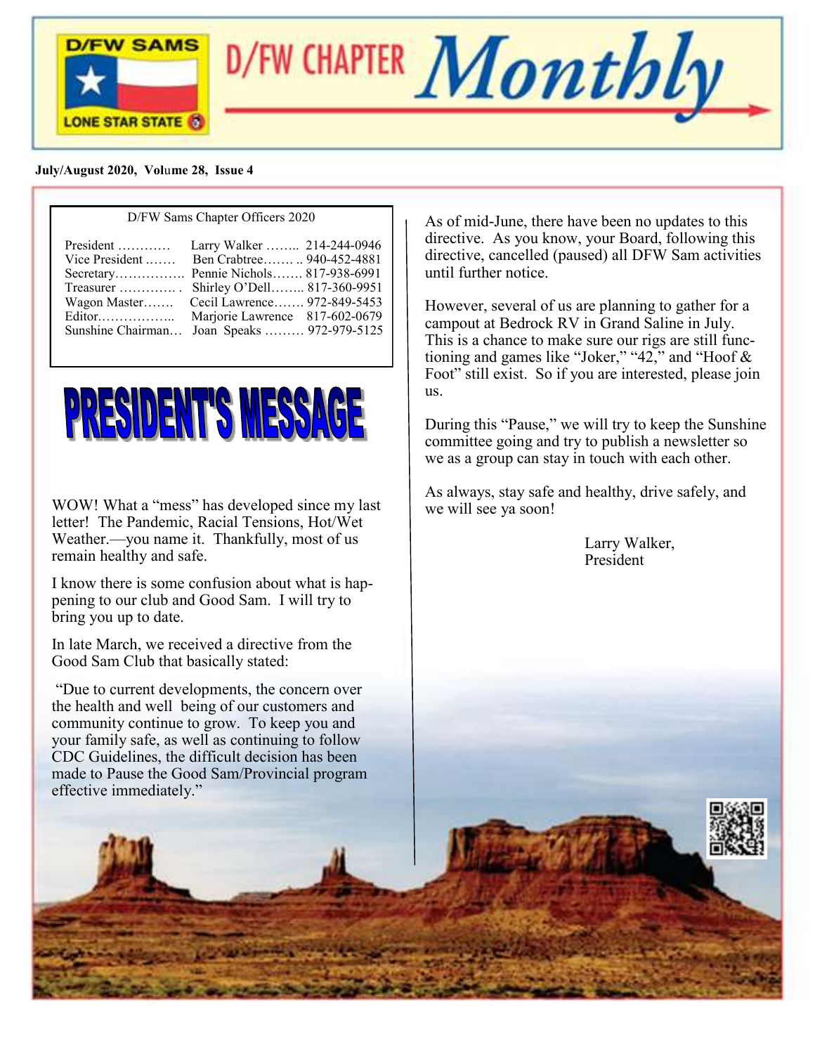# D/FW CHAPTER *Monthly*

D/FW SAMS — LONE STAR STATE

**July/August 2020, Volume 28, Issue 4**

D/FW Sams Chapter Officers 2020

| Office | Name | Phone |
|---|---|---|
| President | Larry Walker | 214-244-0946 |
| Vice President | Ben Crabtree | 940-452-4881 |
| Secretary | Pennie Nichols | 817-938-6991 |
| Treasurer | Shirley O'Dell | 817-360-9951 |
| Wagon Master | Cecil Lawrence | 972-849-5453 |
| Editor | Marjorie Lawrence | 817-602-0679 |
| Sunshine Chairman | Joan Speaks | 972-979-5125 |

## PRESIDENT'S MESSAGE

WOW! What a "mess" has developed since my last letter! The Pandemic, Racial Tensions, Hot/Wet Weather.—you name it. Thankfully, most of us remain healthy and safe.

I know there is some confusion about what is happening to our club and Good Sam. I will try to bring you up to date.

In late March, we received a directive from the Good Sam Club that basically stated:

"Due to current developments, the concern over the health and well being of our customers and community continue to grow. To keep you and your family safe, as well as continuing to follow CDC Guidelines, the difficult decision has been made to Pause the Good Sam/Provincial program effective immediately."

As of mid-June, there have been no updates to this directive. As you know, your Board, following this directive, cancelled (paused) all DFW Sam activities until further notice.

However, several of us are planning to gather for a campout at Bedrock RV in Grand Saline in July. This is a chance to make sure our rigs are still functioning and games like "Joker," "42," and "Hoof & Foot" still exist. So if you are interested, please join us.

During this "Pause," we will try to keep the Sunshine committee going and try to publish a newsletter so we as a group can stay in touch with each other.

As always, stay safe and healthy, drive safely, and we will see ya soon!

Larry Walker,
President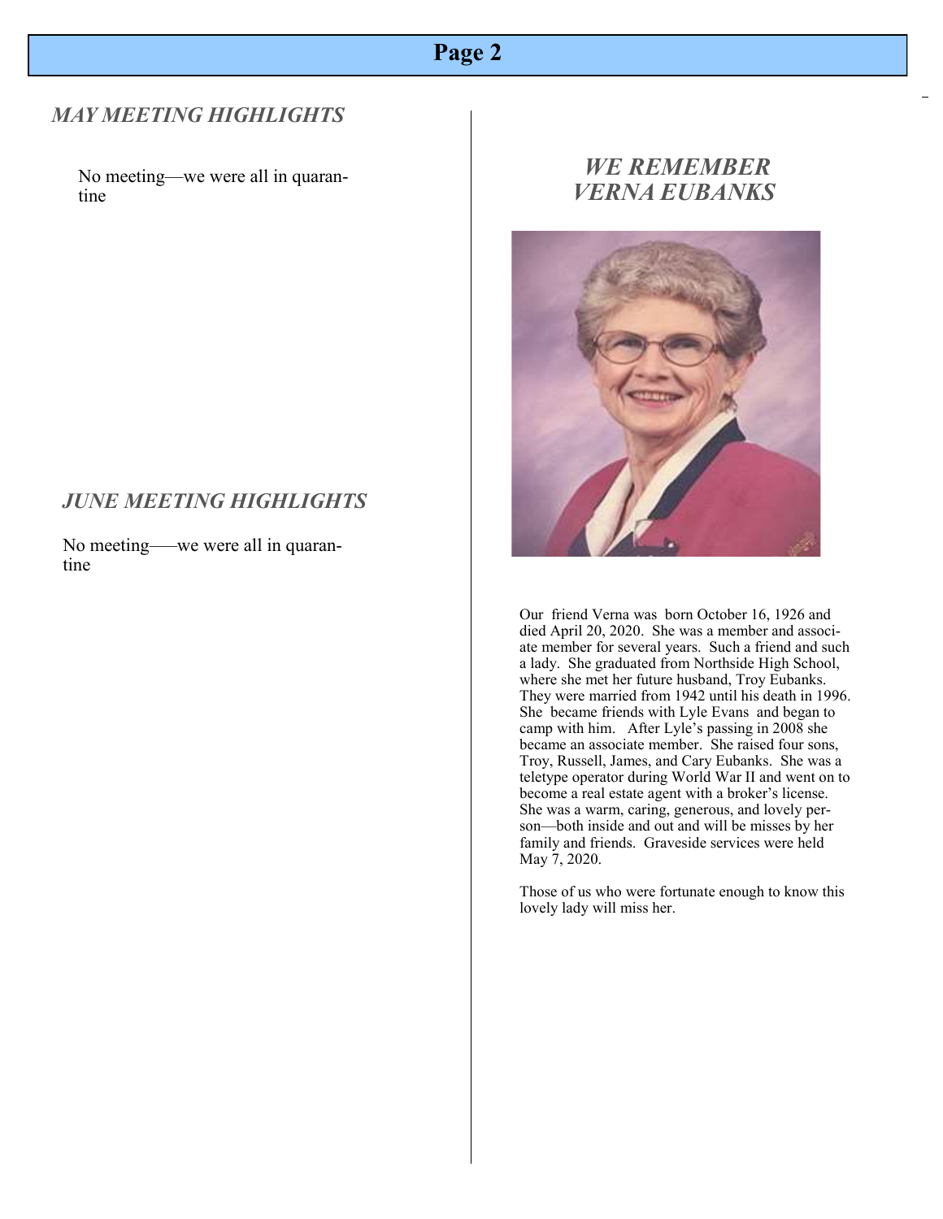## *MAY MEETING HIGHLIGHTS*

No meeting—we were all in quarantine

## *JUNE MEETING HIGHLIGHTS*

No meeting——we were all in quarantine

## *WE REMEMBER VERNA EUBANKS*

Our friend Verna was born October 16, 1926 and died April 20, 2020. She was a member and associate member for several years. Such a friend and such a lady. She graduated from Northside High School, where she met her future husband, Troy Eubanks. They were married from 1942 until his death in 1996. She became friends with Lyle Evans and began to camp with him. After Lyle's passing in 2008 she became an associate member. She raised four sons, Troy, Russell, James, and Cary Eubanks. She was a teletype operator during World War II and went on to become a real estate agent with a broker's license. She was a warm, caring, generous, and lovely person—both inside and out and will be misses by her family and friends. Graveside services were held May 7, 2020.

Those of us who were fortunate enough to know this lovely lady will miss her.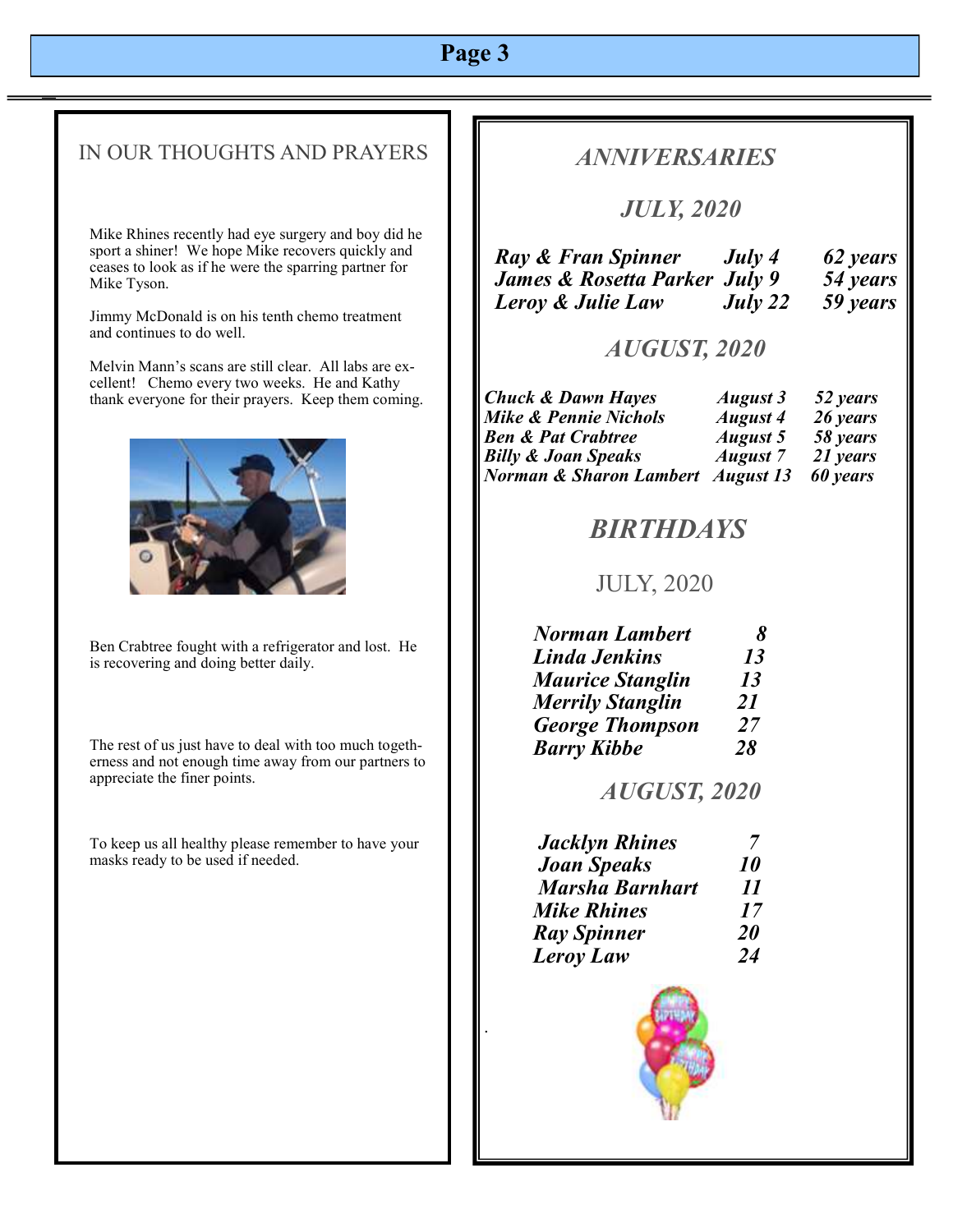## IN OUR THOUGHTS AND PRAYERS

Mike Rhines recently had eye surgery and boy did he sport a shiner! We hope Mike recovers quickly and ceases to look as if he were the sparring partner for Mike Tyson.

Jimmy McDonald is on his tenth chemo treatment and continues to do well.

Melvin Mann's scans are still clear. All labs are excellent! Chemo every two weeks. He and Kathy thank everyone for their prayers. Keep them coming.

Ben Crabtree fought with a refrigerator and lost. He is recovering and doing better daily.

The rest of us just have to deal with too much togetherness and not enough time away from our partners to appreciate the finer points.

To keep us all healthy please remember to have your masks ready to be used if needed.

## *ANNIVERSARIES*

### *JULY, 2020*

| | | |
|---|---|---|
| ***Ray & Fran Spinner*** | ***July 4*** | ***62 years*** |
| ***James & Rosetta Parker*** | ***July 9*** | ***54 years*** |
| ***Leroy & Julie Law*** | ***July 22*** | ***59 years*** |

### *AUGUST, 2020*

| | | |
|---|---|---|
| ***Chuck & Dawn Hayes*** | ***August 3*** | ***52 years*** |
| ***Mike & Pennie Nichols*** | ***August 4*** | ***26 years*** |
| ***Ben & Pat Crabtree*** | ***August 5*** | ***58 years*** |
| ***Billy & Joan Speaks*** | ***August 7*** | ***21 years*** |
| ***Norman & Sharon Lambert*** | ***August 13*** | ***60 years*** |

## *BIRTHDAYS*

### JULY, 2020

| | |
|---|---|
| ***Norman Lambert*** | ***8*** |
| ***Linda Jenkins*** | ***13*** |
| ***Maurice Stanglin*** | ***13*** |
| ***Merrily Stanglin*** | ***21*** |
| ***George Thompson*** | ***27*** |
| ***Barry Kibbe*** | ***28*** |

### *AUGUST, 2020*

| | |
|---|---|
| ***Jacklyn Rhines*** | ***7*** |
| ***Joan Speaks*** | ***10*** |
| ***Marsha Barnhart*** | ***11*** |
| ***Mike Rhines*** | ***17*** |
| ***Ray Spinner*** | ***20*** |
| ***Leroy Law*** | ***24*** |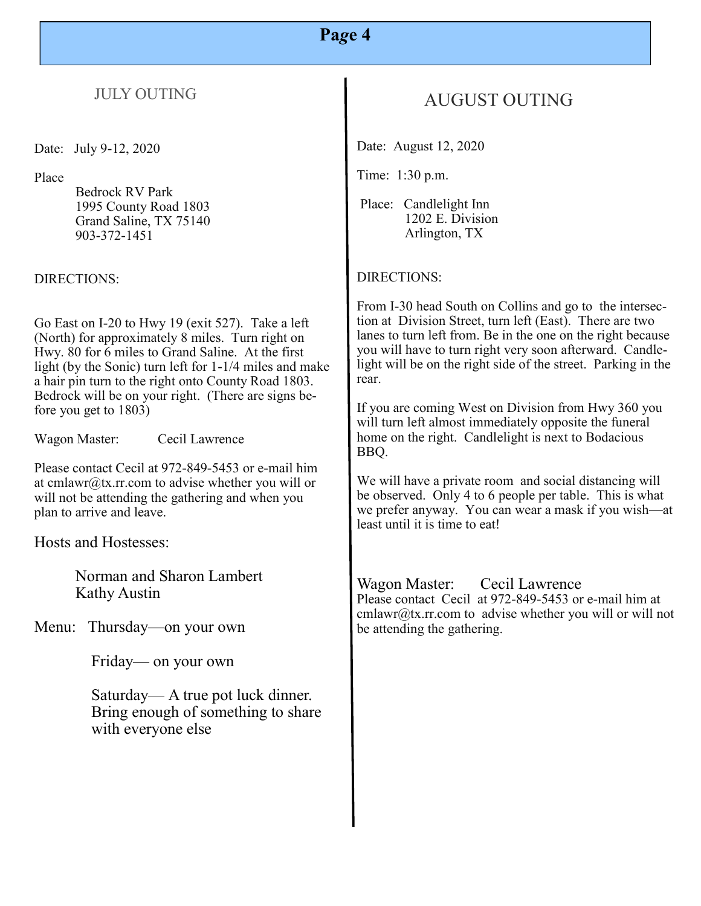## JULY OUTING

Date: July 9-12, 2020

Place

Bedrock RV Park
1995 County Road 1803
Grand Saline, TX 75140
903-372-1451

DIRECTIONS:

Go East on I-20 to Hwy 19 (exit 527). Take a left (North) for approximately 8 miles. Turn right on Hwy. 80 for 6 miles to Grand Saline. At the first light (by the Sonic) turn left for 1-1/4 miles and make a hair pin turn to the right onto County Road 1803. Bedrock will be on your right. (There are signs before you get to 1803)

Wagon Master: Cecil Lawrence

Please contact Cecil at 972-849-5453 or e-mail him at cmlawr@tx.rr.com to advise whether you will or will not be attending the gathering and when you plan to arrive and leave.

Hosts and Hostesses:

Norman and Sharon Lambert
Kathy Austin

Menu: Thursday—on your own

Friday— on your own

Saturday— A true pot luck dinner. Bring enough of something to share with everyone else

## AUGUST OUTING

Date: August 12, 2020

Time: 1:30 p.m.

Place: Candlelight Inn
1202 E. Division
Arlington, TX

DIRECTIONS:

From I-30 head South on Collins and go to the intersection at Division Street, turn left (East). There are two lanes to turn left from. Be in the one on the right because you will have to turn right very soon afterward. Candlelight will be on the right side of the street. Parking in the rear.

If you are coming West on Division from Hwy 360 you will turn left almost immediately opposite the funeral home on the right. Candlelight is next to Bodacious BBQ.

We will have a private room and social distancing will be observed. Only 4 to 6 people per table. This is what we prefer anyway. You can wear a mask if you wish—at least until it is time to eat!

Wagon Master: Cecil Lawrence

Please contact Cecil at 972-849-5453 or e-mail him at cmlawr@tx.rr.com to advise whether you will or will not be attending the gathering.